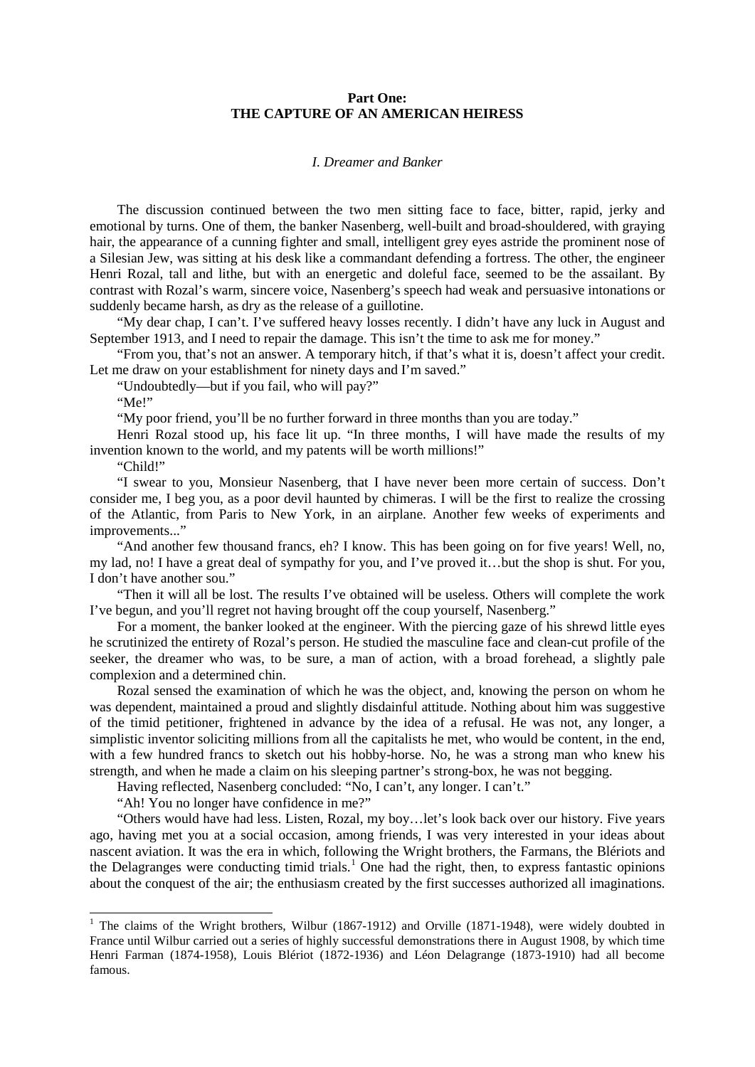**Part One:**
**THE CAPTURE OF AN AMERICAN HEIRESS**

*I. Dreamer and Banker*

The discussion continued between the two men sitting face to face, bitter, rapid, jerky and emotional by turns. One of them, the banker Nasenberg, well-built and broad-shouldered, with graying hair, the appearance of a cunning fighter and small, intelligent grey eyes astride the prominent nose of a Silesian Jew, was sitting at his desk like a commandant defending a fortress. The other, the engineer Henri Rozal, tall and lithe, but with an energetic and doleful face, seemed to be the assailant. By contrast with Rozal's warm, sincere voice, Nasenberg's speech had weak and persuasive intonations or suddenly became harsh, as dry as the release of a guillotine.

"My dear chap, I can't. I've suffered heavy losses recently. I didn't have any luck in August and September 1913, and I need to repair the damage. This isn't the time to ask me for money."

"From you, that's not an answer. A temporary hitch, if that's what it is, doesn't affect your credit. Let me draw on your establishment for ninety days and I'm saved."

"Undoubtedly—but if you fail, who will pay?"

"Me!"

"My poor friend, you'll be no further forward in three months than you are today."

Henri Rozal stood up, his face lit up. "In three months, I will have made the results of my invention known to the world, and my patents will be worth millions!"

"Child!"

"I swear to you, Monsieur Nasenberg, that I have never been more certain of success. Don't consider me, I beg you, as a poor devil haunted by chimeras. I will be the first to realize the crossing of the Atlantic, from Paris to New York, in an airplane. Another few weeks of experiments and improvements..."

"And another few thousand francs, eh? I know. This has been going on for five years! Well, no, my lad, no! I have a great deal of sympathy for you, and I've proved it…but the shop is shut. For you, I don't have another sou."

"Then it will all be lost. The results I've obtained will be useless. Others will complete the work I've begun, and you'll regret not having brought off the coup yourself, Nasenberg."

For a moment, the banker looked at the engineer. With the piercing gaze of his shrewd little eyes he scrutinized the entirety of Rozal's person. He studied the masculine face and clean-cut profile of the seeker, the dreamer who was, to be sure, a man of action, with a broad forehead, a slightly pale complexion and a determined chin.

Rozal sensed the examination of which he was the object, and, knowing the person on whom he was dependent, maintained a proud and slightly disdainful attitude. Nothing about him was suggestive of the timid petitioner, frightened in advance by the idea of a refusal. He was not, any longer, a simplistic inventor soliciting millions from all the capitalists he met, who would be content, in the end, with a few hundred francs to sketch out his hobby-horse. No, he was a strong man who knew his strength, and when he made a claim on his sleeping partner's strong-box, he was not begging.

Having reflected, Nasenberg concluded: "No, I can't, any longer. I can't."

"Ah! You no longer have confidence in me?"

"Others would have had less. Listen, Rozal, my boy…let's look back over our history. Five years ago, having met you at a social occasion, among friends, I was very interested in your ideas about nascent aviation. It was the era in which, following the Wright brothers, the Farmans, the Blériots and the Delagranges were conducting timid trials.[1] One had the right, then, to express fantastic opinions about the conquest of the air; the enthusiasm created by the first successes authorized all imaginations.

[1] The claims of the Wright brothers, Wilbur (1867-1912) and Orville (1871-1948), were widely doubted in France until Wilbur carried out a series of highly successful demonstrations there in August 1908, by which time Henri Farman (1874-1958), Louis Blériot (1872-1936) and Léon Delagrange (1873-1910) had all become famous.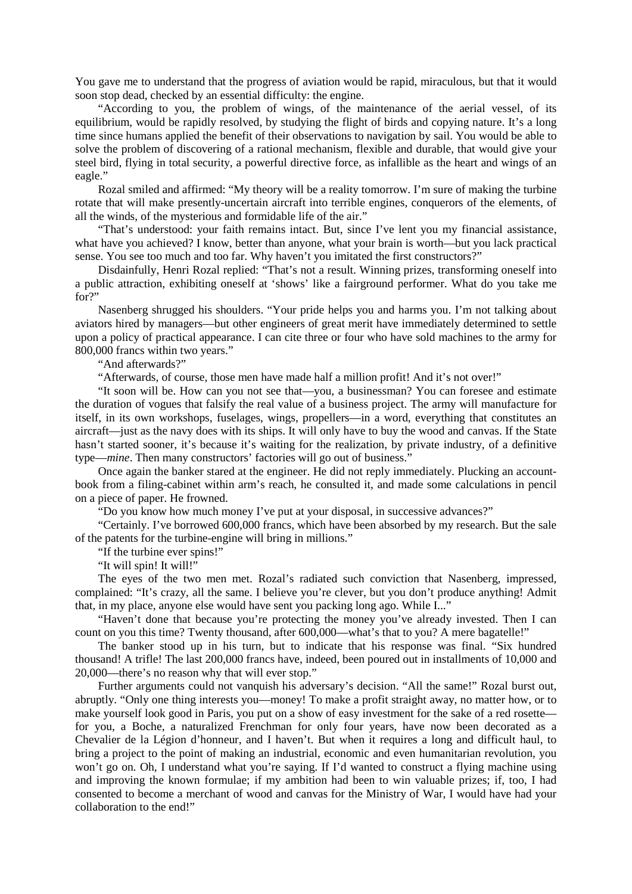You gave me to understand that the progress of aviation would be rapid, miraculous, but that it would soon stop dead, checked by an essential difficulty: the engine.

"According to you, the problem of wings, of the maintenance of the aerial vessel, of its equilibrium, would be rapidly resolved, by studying the flight of birds and copying nature. It's a long time since humans applied the benefit of their observations to navigation by sail. You would be able to solve the problem of discovering of a rational mechanism, flexible and durable, that would give your steel bird, flying in total security, a powerful directive force, as infallible as the heart and wings of an eagle."

Rozal smiled and affirmed: "My theory will be a reality tomorrow. I'm sure of making the turbine rotate that will make presently-uncertain aircraft into terrible engines, conquerors of the elements, of all the winds, of the mysterious and formidable life of the air."

"That's understood: your faith remains intact. But, since I've lent you my financial assistance, what have you achieved? I know, better than anyone, what your brain is worth—but you lack practical sense. You see too much and too far. Why haven't you imitated the first constructors?"

Disdainfully, Henri Rozal replied: "That's not a result. Winning prizes, transforming oneself into a public attraction, exhibiting oneself at 'shows' like a fairground performer. What do you take me for?"

Nasenberg shrugged his shoulders. "Your pride helps you and harms you. I'm not talking about aviators hired by managers—but other engineers of great merit have immediately determined to settle upon a policy of practical appearance. I can cite three or four who have sold machines to the army for 800,000 francs within two years."

"And afterwards?"

"Afterwards, of course, those men have made half a million profit! And it's not over!"

"It soon will be. How can you not see that—you, a businessman? You can foresee and estimate the duration of vogues that falsify the real value of a business project. The army will manufacture for itself, in its own workshops, fuselages, wings, propellers—in a word, everything that constitutes an aircraft—just as the navy does with its ships. It will only have to buy the wood and canvas. If the State hasn't started sooner, it's because it's waiting for the realization, by private industry, of a definitive type—*mine*. Then many constructors' factories will go out of business."

Once again the banker stared at the engineer. He did not reply immediately. Plucking an account-book from a filing-cabinet within arm's reach, he consulted it, and made some calculations in pencil on a piece of paper. He frowned.

"Do you know how much money I've put at your disposal, in successive advances?"

"Certainly. I've borrowed 600,000 francs, which have been absorbed by my research. But the sale of the patents for the turbine-engine will bring in millions."

"If the turbine ever spins!"

"It will spin! It will!"

The eyes of the two men met. Rozal's radiated such conviction that Nasenberg, impressed, complained: "It's crazy, all the same. I believe you're clever, but you don't produce anything! Admit that, in my place, anyone else would have sent you packing long ago. While I..."

"Haven't done that because you're protecting the money you've already invested. Then I can count on you this time? Twenty thousand, after 600,000—what's that to you? A mere bagatelle!"

The banker stood up in his turn, but to indicate that his response was final. "Six hundred thousand! A trifle! The last 200,000 francs have, indeed, been poured out in installments of 10,000 and 20,000—there's no reason why that will ever stop."

Further arguments could not vanquish his adversary's decision. "All the same!" Rozal burst out, abruptly. "Only one thing interests you—money! To make a profit straight away, no matter how, or to make yourself look good in Paris, you put on a show of easy investment for the sake of a red rosette—for you, a Boche, a naturalized Frenchman for only four years, have now been decorated as a Chevalier de la Légion d'honneur, and I haven't. But when it requires a long and difficult haul, to bring a project to the point of making an industrial, economic and even humanitarian revolution, you won't go on. Oh, I understand what you're saying. If I'd wanted to construct a flying machine using and improving the known formulae; if my ambition had been to win valuable prizes; if, too, I had consented to become a merchant of wood and canvas for the Ministry of War, I would have had your collaboration to the end!"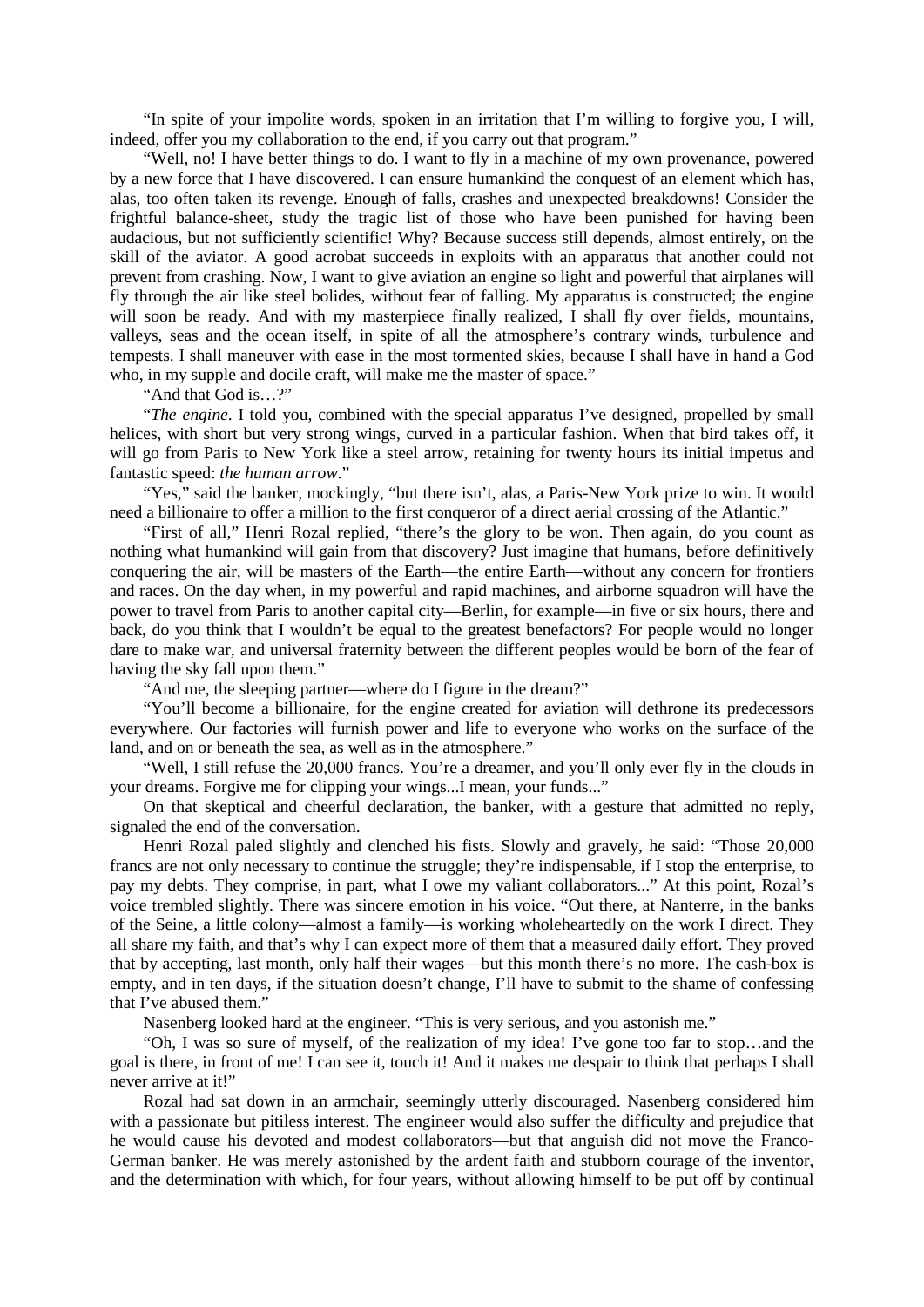"In spite of your impolite words, spoken in an irritation that I'm willing to forgive you, I will, indeed, offer you my collaboration to the end, if you carry out that program."

"Well, no! I have better things to do. I want to fly in a machine of my own provenance, powered by a new force that I have discovered. I can ensure humankind the conquest of an element which has, alas, too often taken its revenge. Enough of falls, crashes and unexpected breakdowns! Consider the frightful balance-sheet, study the tragic list of those who have been punished for having been audacious, but not sufficiently scientific! Why? Because success still depends, almost entirely, on the skill of the aviator. A good acrobat succeeds in exploits with an apparatus that another could not prevent from crashing. Now, I want to give aviation an engine so light and powerful that airplanes will fly through the air like steel bolides, without fear of falling. My apparatus is constructed; the engine will soon be ready. And with my masterpiece finally realized, I shall fly over fields, mountains, valleys, seas and the ocean itself, in spite of all the atmosphere's contrary winds, turbulence and tempests. I shall maneuver with ease in the most tormented skies, because I shall have in hand a God who, in my supple and docile craft, will make me the master of space."

"And that God is…?"

"*The engine*. I told you, combined with the special apparatus I've designed, propelled by small helices, with short but very strong wings, curved in a particular fashion. When that bird takes off, it will go from Paris to New York like a steel arrow, retaining for twenty hours its initial impetus and fantastic speed: *the human arrow*."

"Yes," said the banker, mockingly, "but there isn't, alas, a Paris-New York prize to win. It would need a billionaire to offer a million to the first conqueror of a direct aerial crossing of the Atlantic."

"First of all," Henri Rozal replied, "there's the glory to be won. Then again, do you count as nothing what humankind will gain from that discovery? Just imagine that humans, before definitively conquering the air, will be masters of the Earth—the entire Earth—without any concern for frontiers and races. On the day when, in my powerful and rapid machines, and airborne squadron will have the power to travel from Paris to another capital city—Berlin, for example—in five or six hours, there and back, do you think that I wouldn't be equal to the greatest benefactors? For people would no longer dare to make war, and universal fraternity between the different peoples would be born of the fear of having the sky fall upon them."

"And me, the sleeping partner—where do I figure in the dream?"

"You'll become a billionaire, for the engine created for aviation will dethrone its predecessors everywhere. Our factories will furnish power and life to everyone who works on the surface of the land, and on or beneath the sea, as well as in the atmosphere."

"Well, I still refuse the 20,000 francs. You're a dreamer, and you'll only ever fly in the clouds in your dreams. Forgive me for clipping your wings...I mean, your funds..."

On that skeptical and cheerful declaration, the banker, with a gesture that admitted no reply, signaled the end of the conversation.

Henri Rozal paled slightly and clenched his fists. Slowly and gravely, he said: "Those 20,000 francs are not only necessary to continue the struggle; they're indispensable, if I stop the enterprise, to pay my debts. They comprise, in part, what I owe my valiant collaborators..." At this point, Rozal's voice trembled slightly. There was sincere emotion in his voice. "Out there, at Nanterre, in the banks of the Seine, a little colony—almost a family—is working wholeheartedly on the work I direct. They all share my faith, and that's why I can expect more of them that a measured daily effort. They proved that by accepting, last month, only half their wages—but this month there's no more. The cash-box is empty, and in ten days, if the situation doesn't change, I'll have to submit to the shame of confessing that I've abused them."

Nasenberg looked hard at the engineer. "This is very serious, and you astonish me."

"Oh, I was so sure of myself, of the realization of my idea! I've gone too far to stop…and the goal is there, in front of me! I can see it, touch it! And it makes me despair to think that perhaps I shall never arrive at it!"

Rozal had sat down in an armchair, seemingly utterly discouraged. Nasenberg considered him with a passionate but pitiless interest. The engineer would also suffer the difficulty and prejudice that he would cause his devoted and modest collaborators—but that anguish did not move the Franco-German banker. He was merely astonished by the ardent faith and stubborn courage of the inventor, and the determination with which, for four years, without allowing himself to be put off by continual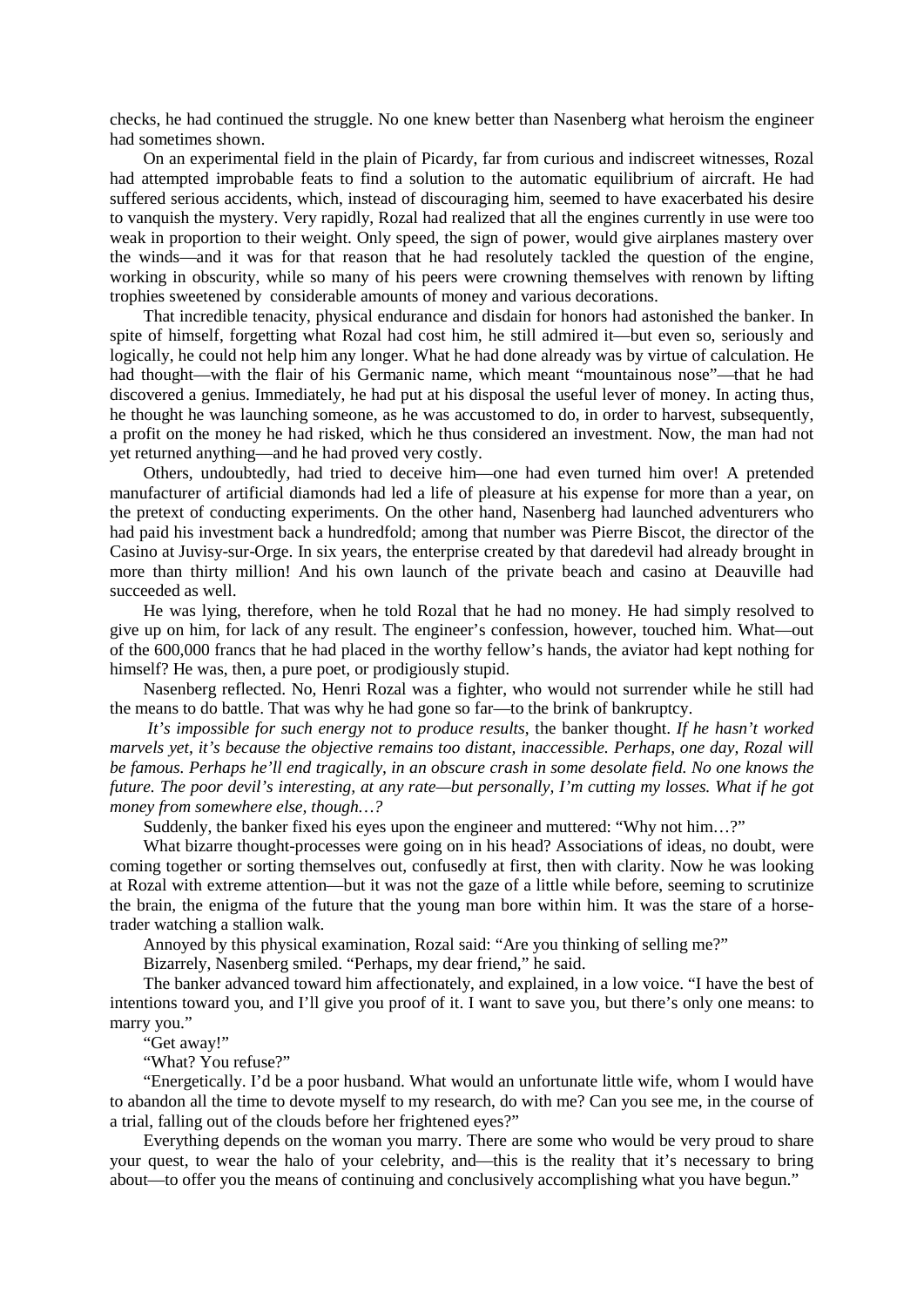checks, he had continued the struggle. No one knew better than Nasenberg what heroism the engineer had sometimes shown.

On an experimental field in the plain of Picardy, far from curious and indiscreet witnesses, Rozal had attempted improbable feats to find a solution to the automatic equilibrium of aircraft. He had suffered serious accidents, which, instead of discouraging him, seemed to have exacerbated his desire to vanquish the mystery. Very rapidly, Rozal had realized that all the engines currently in use were too weak in proportion to their weight. Only speed, the sign of power, would give airplanes mastery over the winds—and it was for that reason that he had resolutely tackled the question of the engine, working in obscurity, while so many of his peers were crowning themselves with renown by lifting trophies sweetened by considerable amounts of money and various decorations.

That incredible tenacity, physical endurance and disdain for honors had astonished the banker. In spite of himself, forgetting what Rozal had cost him, he still admired it—but even so, seriously and logically, he could not help him any longer. What he had done already was by virtue of calculation. He had thought—with the flair of his Germanic name, which meant "mountainous nose"—that he had discovered a genius. Immediately, he had put at his disposal the useful lever of money. In acting thus, he thought he was launching someone, as he was accustomed to do, in order to harvest, subsequently, a profit on the money he had risked, which he thus considered an investment. Now, the man had not yet returned anything—and he had proved very costly.

Others, undoubtedly, had tried to deceive him—one had even turned him over! A pretended manufacturer of artificial diamonds had led a life of pleasure at his expense for more than a year, on the pretext of conducting experiments. On the other hand, Nasenberg had launched adventurers who had paid his investment back a hundredfold; among that number was Pierre Biscot, the director of the Casino at Juvisy-sur-Orge. In six years, the enterprise created by that daredevil had already brought in more than thirty million! And his own launch of the private beach and casino at Deauville had succeeded as well.

He was lying, therefore, when he told Rozal that he had no money. He had simply resolved to give up on him, for lack of any result. The engineer's confession, however, touched him. What—out of the 600,000 francs that he had placed in the worthy fellow's hands, the aviator had kept nothing for himself? He was, then, a pure poet, or prodigiously stupid.

Nasenberg reflected. No, Henri Rozal was a fighter, who would not surrender while he still had the means to do battle. That was why he had gone so far—to the brink of bankruptcy.

*It's impossible for such energy not to produce results*, the banker thought. *If he hasn't worked marvels yet, it's because the objective remains too distant, inaccessible. Perhaps, one day, Rozal will be famous. Perhaps he'll end tragically, in an obscure crash in some desolate field. No one knows the future. The poor devil's interesting, at any rate—but personally, I'm cutting my losses. What if he got money from somewhere else, though…?*

Suddenly, the banker fixed his eyes upon the engineer and muttered: "Why not him…?"

What bizarre thought-processes were going on in his head? Associations of ideas, no doubt, were coming together or sorting themselves out, confusedly at first, then with clarity. Now he was looking at Rozal with extreme attention—but it was not the gaze of a little while before, seeming to scrutinize the brain, the enigma of the future that the young man bore within him. It was the stare of a horse-trader watching a stallion walk.

Annoyed by this physical examination, Rozal said: "Are you thinking of selling me?"

Bizarrely, Nasenberg smiled. "Perhaps, my dear friend," he said.

The banker advanced toward him affectionately, and explained, in a low voice. "I have the best of intentions toward you, and I'll give you proof of it. I want to save you, but there's only one means: to marry you."

"Get away!"

"What? You refuse?"

"Energetically. I'd be a poor husband. What would an unfortunate little wife, whom I would have to abandon all the time to devote myself to my research, do with me? Can you see me, in the course of a trial, falling out of the clouds before her frightened eyes?"

Everything depends on the woman you marry. There are some who would be very proud to share your quest, to wear the halo of your celebrity, and—this is the reality that it's necessary to bring about—to offer you the means of continuing and conclusively accomplishing what you have begun."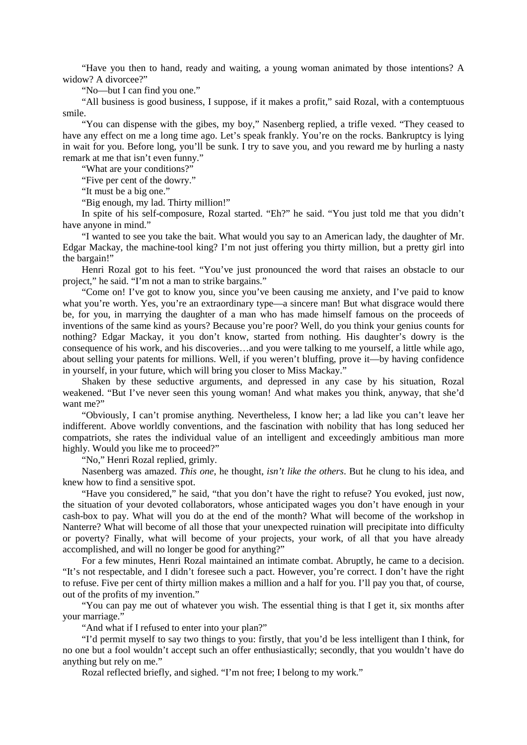"Have you then to hand, ready and waiting, a young woman animated by those intentions? A widow? A divorcee?"

"No—but I can find you one."

"All business is good business, I suppose, if it makes a profit," said Rozal, with a contemptuous smile.

"You can dispense with the gibes, my boy," Nasenberg replied, a trifle vexed. "They ceased to have any effect on me a long time ago. Let's speak frankly. You're on the rocks. Bankruptcy is lying in wait for you. Before long, you'll be sunk. I try to save you, and you reward me by hurling a nasty remark at me that isn't even funny."

"What are your conditions?"

"Five per cent of the dowry."

"It must be a big one."

"Big enough, my lad. Thirty million!"

In spite of his self-composure, Rozal started. "Eh?" he said. "You just told me that you didn't have anyone in mind."

"I wanted to see you take the bait. What would you say to an American lady, the daughter of Mr. Edgar Mackay, the machine-tool king? I'm not just offering you thirty million, but a pretty girl into the bargain!"

Henri Rozal got to his feet. "You've just pronounced the word that raises an obstacle to our project," he said. "I'm not a man to strike bargains."

"Come on! I've got to know you, since you've been causing me anxiety, and I've paid to know what you're worth. Yes, you're an extraordinary type—a sincere man! But what disgrace would there be, for you, in marrying the daughter of a man who has made himself famous on the proceeds of inventions of the same kind as yours? Because you're poor? Well, do you think your genius counts for nothing? Edgar Mackay, it you don't know, started from nothing. His daughter's dowry is the consequence of his work, and his discoveries…and you were talking to me yourself, a little while ago, about selling your patents for millions. Well, if you weren't bluffing, prove it—by having confidence in yourself, in your future, which will bring you closer to Miss Mackay."

Shaken by these seductive arguments, and depressed in any case by his situation, Rozal weakened. "But I've never seen this young woman! And what makes you think, anyway, that she'd want me?"

"Obviously, I can't promise anything. Nevertheless, I know her; a lad like you can't leave her indifferent. Above worldly conventions, and the fascination with nobility that has long seduced her compatriots, she rates the individual value of an intelligent and exceedingly ambitious man more highly. Would you like me to proceed?"

"No," Henri Rozal replied, grimly.

Nasenberg was amazed. *This one,* he thought, *isn't like the others*. But he clung to his idea, and knew how to find a sensitive spot.

"Have you considered," he said, "that you don't have the right to refuse? You evoked, just now, the situation of your devoted collaborators, whose anticipated wages you don't have enough in your cash-box to pay. What will you do at the end of the month? What will become of the workshop in Nanterre? What will become of all those that your unexpected ruination will precipitate into difficulty or poverty? Finally, what will become of your projects, your work, of all that you have already accomplished, and will no longer be good for anything?"

For a few minutes, Henri Rozal maintained an intimate combat. Abruptly, he came to a decision. "It's not respectable, and I didn't foresee such a pact. However, you're correct. I don't have the right to refuse. Five per cent of thirty million makes a million and a half for you. I'll pay you that, of course, out of the profits of my invention."

"You can pay me out of whatever you wish. The essential thing is that I get it, six months after your marriage."

"And what if I refused to enter into your plan?"

"I'd permit myself to say two things to you: firstly, that you'd be less intelligent than I think, for no one but a fool wouldn't accept such an offer enthusiastically; secondly, that you wouldn't have do anything but rely on me."

Rozal reflected briefly, and sighed. "I'm not free; I belong to my work."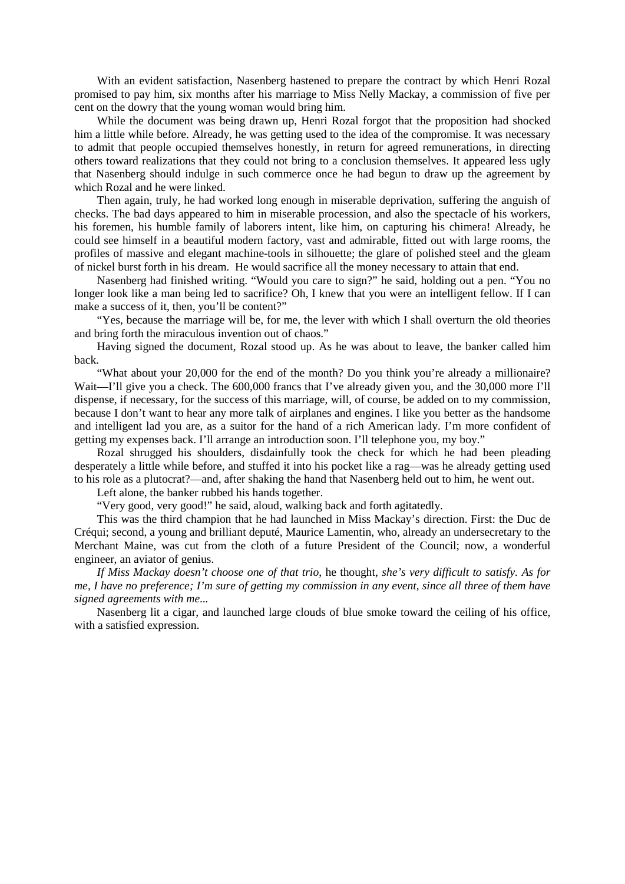With an evident satisfaction, Nasenberg hastened to prepare the contract by which Henri Rozal promised to pay him, six months after his marriage to Miss Nelly Mackay, a commission of five per cent on the dowry that the young woman would bring him.

While the document was being drawn up, Henri Rozal forgot that the proposition had shocked him a little while before. Already, he was getting used to the idea of the compromise. It was necessary to admit that people occupied themselves honestly, in return for agreed remunerations, in directing others toward realizations that they could not bring to a conclusion themselves. It appeared less ugly that Nasenberg should indulge in such commerce once he had begun to draw up the agreement by which Rozal and he were linked.

Then again, truly, he had worked long enough in miserable deprivation, suffering the anguish of checks. The bad days appeared to him in miserable procession, and also the spectacle of his workers, his foremen, his humble family of laborers intent, like him, on capturing his chimera! Already, he could see himself in a beautiful modern factory, vast and admirable, fitted out with large rooms, the profiles of massive and elegant machine-tools in silhouette; the glare of polished steel and the gleam of nickel burst forth in his dream. He would sacrifice all the money necessary to attain that end.

Nasenberg had finished writing. "Would you care to sign?" he said, holding out a pen. "You no longer look like a man being led to sacrifice? Oh, I knew that you were an intelligent fellow. If I can make a success of it, then, you'll be content?"

"Yes, because the marriage will be, for me, the lever with which I shall overturn the old theories and bring forth the miraculous invention out of chaos."

Having signed the document, Rozal stood up. As he was about to leave, the banker called him back.

"What about your 20,000 for the end of the month? Do you think you're already a millionaire? Wait—I'll give you a check. The 600,000 francs that I've already given you, and the 30,000 more I'll dispense, if necessary, for the success of this marriage, will, of course, be added on to my commission, because I don't want to hear any more talk of airplanes and engines. I like you better as the handsome and intelligent lad you are, as a suitor for the hand of a rich American lady. I'm more confident of getting my expenses back. I'll arrange an introduction soon. I'll telephone you, my boy."

Rozal shrugged his shoulders, disdainfully took the check for which he had been pleading desperately a little while before, and stuffed it into his pocket like a rag—was he already getting used to his role as a plutocrat?—and, after shaking the hand that Nasenberg held out to him, he went out.

Left alone, the banker rubbed his hands together.

"Very good, very good!" he said, aloud, walking back and forth agitatedly.

This was the third champion that he had launched in Miss Mackay's direction. First: the Duc de Créqui; second, a young and brilliant deputé, Maurice Lamentin, who, already an undersecretary to the Merchant Maine, was cut from the cloth of a future President of the Council; now, a wonderful engineer, an aviator of genius.

*If Miss Mackay doesn't choose one of that trio,* he thought, *she's very difficult to satisfy. As for me, I have no preference; I'm sure of getting my commission in any event, since all three of them have signed agreements with me...*

Nasenberg lit a cigar, and launched large clouds of blue smoke toward the ceiling of his office, with a satisfied expression.